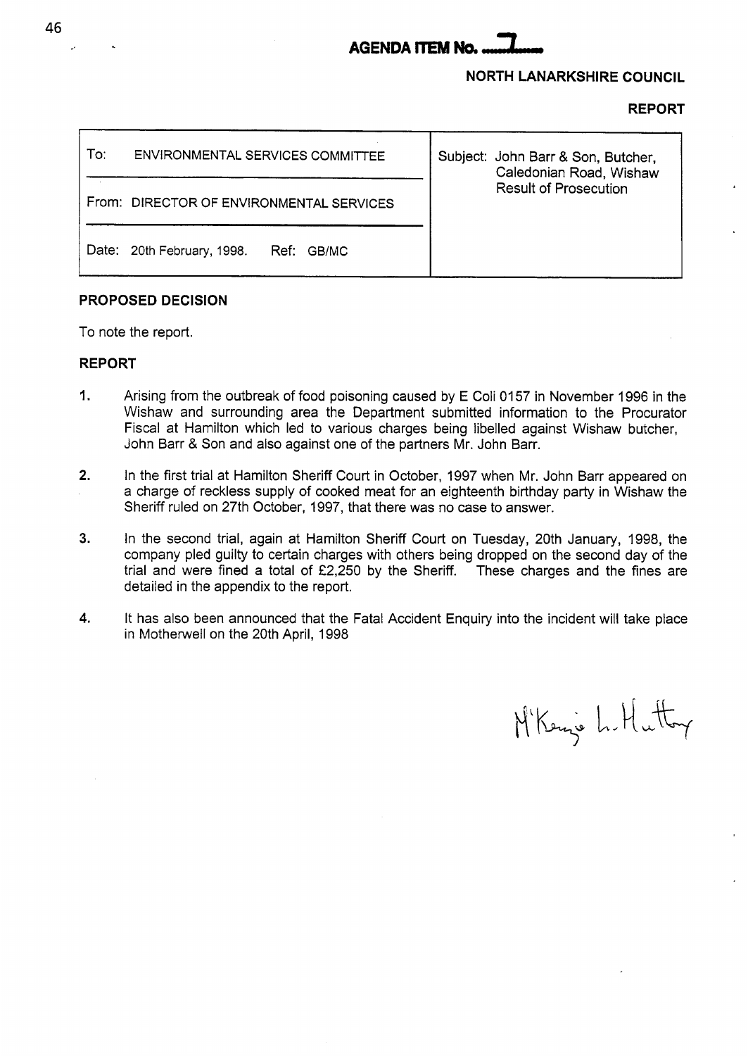# AGENDA ITEM No. 7

**NORTH LANARKSHIRE COUNCIL**

**REPORT**

| To: ENVIRONMENTAL SERVICES COMMITTEE | Subject: John Barr & Son, Butcher, Caledonian Road, Wishaw Result of Prosecution |
|---|---|
| From: DIRECTOR OF ENVIRONMENTAL SERVICES | |
| Date: 20th February, 1998. Ref: GB/MC | |

## PROPOSED DECISION

To note the report.

## REPORT

1. Arising from the outbreak of food poisoning caused by E Coli 0157 in November 1996 in the Wishaw and surrounding area the Department submitted information to the Procurator Fiscal at Hamilton which led to various charges being libelled against Wishaw butcher, John Barr & Son and also against one of the partners Mr. John Barr.

2. In the first trial at Hamilton Sheriff Court in October, 1997 when Mr. John Barr appeared on a charge of reckless supply of cooked meat for an eighteenth birthday party in Wishaw the Sheriff ruled on 27th October, 1997, that there was no case to answer.

3. In the second trial, again at Hamilton Sheriff Court on Tuesday, 20th January, 1998, the company pled guilty to certain charges with others being dropped on the second day of the trial and were fined a total of £2,250 by the Sheriff. These charges and the fines are detailed in the appendix to the report.

4. It has also been announced that the Fatal Accident Enquiry into the incident will take place in Motherwell on the 20th April, 1998

M'Kenzie L. Hutton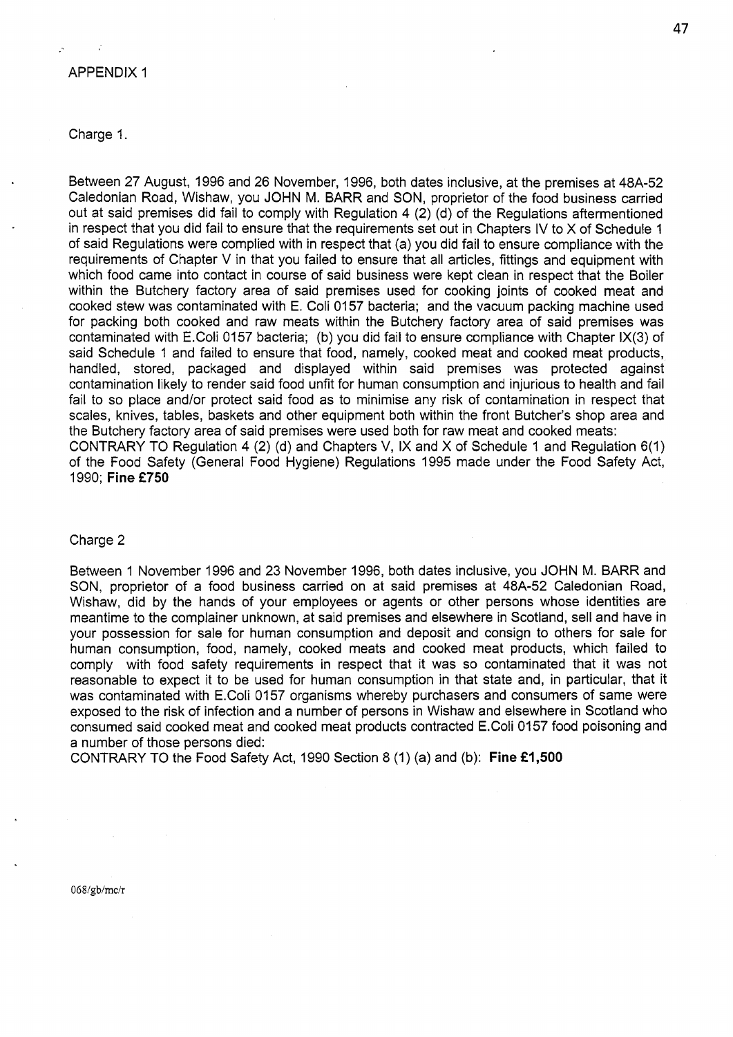APPENDIX 1

Charge 1.

Between 27 August, 1996 and 26 November, 1996, both dates inclusive, at the premises at 48A-52 Caledonian Road, Wishaw, you JOHN M. BARR and SON, proprietor of the food business carried out at said premises did fail to comply with Regulation 4 (2) (d) of the Regulations aftermentioned in respect that you did fail to ensure that the requirements set out in Chapters IV to X of Schedule 1 of said Regulations were complied with in respect that (a) you did fail to ensure compliance with the requirements of Chapter V in that you failed to ensure that all articles, fittings and equipment with which food came into contact in course of said business were kept clean in respect that the Boiler within the Butchery factory area of said premises used for cooking joints of cooked meat and cooked stew was contaminated with E. Coli 0157 bacteria; and the vacuum packing machine used for packing both cooked and raw meats within the Butchery factory area of said premises was contaminated with E.Coli 0157 bacteria; (b) you did fail to ensure compliance with Chapter IX(3) of said Schedule 1 and failed to ensure that food, namely, cooked meat and cooked meat products, handled, stored, packaged and displayed within said premises was protected against contamination likely to render said food unfit for human consumption and injurious to health and fail fail to so place and/or protect said food as to minimise any risk of contamination in respect that scales, knives, tables, baskets and other equipment both within the front Butcher's shop area and the Butchery factory area of said premises were used both for raw meat and cooked meats:
CONTRARY TO Regulation 4 (2) (d) and Chapters V, IX and X of Schedule 1 and Regulation 6(1) of the Food Safety (General Food Hygiene) Regulations 1995 made under the Food Safety Act, 1990; **Fine £750**

Charge 2

Between 1 November 1996 and 23 November 1996, both dates inclusive, you JOHN M. BARR and SON, proprietor of a food business carried on at said premises at 48A-52 Caledonian Road, Wishaw, did by the hands of your employees or agents or other persons whose identities are meantime to the complainer unknown, at said premises and elsewhere in Scotland, sell and have in your possession for sale for human consumption and deposit and consign to others for sale for human consumption, food, namely, cooked meats and cooked meat products, which failed to comply with food safety requirements in respect that it was so contaminated that it was not reasonable to expect it to be used for human consumption in that state and, in particular, that it was contaminated with E.Coli 0157 organisms whereby purchasers and consumers of same were exposed to the risk of infection and a number of persons in Wishaw and elsewhere in Scotland who consumed said cooked meat and cooked meat products contracted E.Coli 0157 food poisoning and a number of those persons died:
CONTRARY TO the Food Safety Act, 1990 Section 8 (1) (a) and (b): **Fine £1,500**

068/gb/mc/r